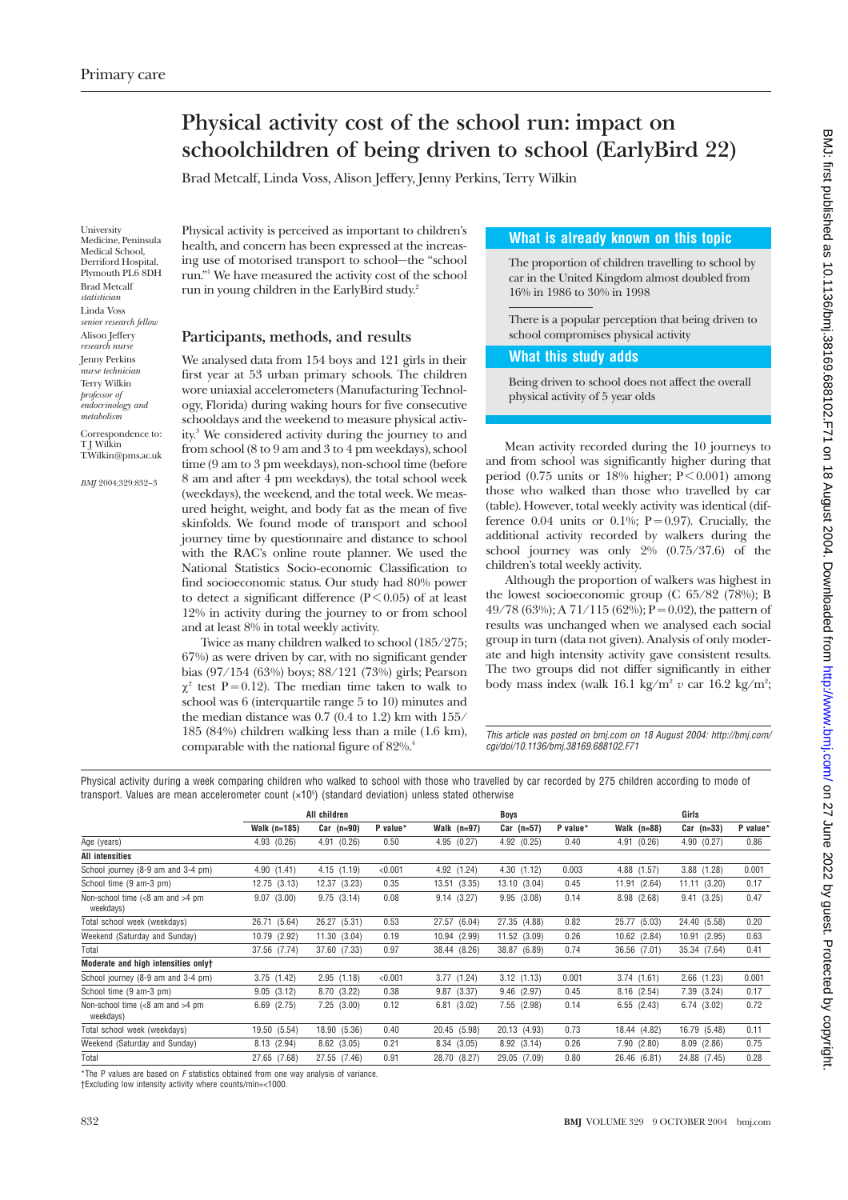# Physical activity cost of the school run: impact on schoolchildren of being driven to school (EarlyBird 22)

Brad Metcalf, Linda Voss, Alison Jeffery, Jenny Perkins, Terry Wilkin

University Medicine, Peninsula Medical School, Derriford Hospital, Plymouth PL6 8DH
Brad Metcalf *statistician*
Linda Voss *senior research fellow*
Alison Jeffery *research nurse*
Jenny Perkins *nurse technician*
Terry Wilkin *professor of endocrinology and metabolism*

Correspondence to: T J Wilkin T.Wilkin@pms.ac.uk

*BMJ* 2004;329:832–3

Physical activity is perceived as important to children's health, and concern has been expressed at the increasing use of motorised transport to school—the "school run."[1] We have measured the activity cost of the school run in young children in the EarlyBird study.[2]

## Participants, methods, and results

We analysed data from 154 boys and 121 girls in their first year at 53 urban primary schools. The children wore uniaxial accelerometers (Manufacturing Technology, Florida) during waking hours for five consecutive schooldays and the weekend to measure physical activity.[3] We considered activity during the journey to and from school (8 to 9 am and 3 to 4 pm weekdays), school time (9 am to 3 pm weekdays), non-school time (before 8 am and after 4 pm weekdays), the total school week (weekdays), the weekend, and the total week. We measured height, weight, and body fat as the mean of five skinfolds. We found mode of transport and school journey time by questionnaire and distance to school with the RAC's online route planner. We used the National Statistics Socio-economic Classification to find socioeconomic status. Our study had 80% power to detect a significant difference ($P<0.05$) of at least 12% in activity during the journey to or from school and at least 8% in total weekly activity.

Twice as many children walked to school (185/275; 67%) as were driven by car, with no significant gender bias (97/154 (63%) boys; 88/121 (73%) girls; Pearson $\chi^2$ test $P=0.12$). The median time taken to walk to school was 6 (interquartile range 5 to 10) minutes and the median distance was 0.7 (0.4 to 1.2) km with 155/185 (84%) children walking less than a mile (1.6 km), comparable with the national figure of 82%.[4]

### What is already known on this topic

The proportion of children travelling to school by car in the United Kingdom almost doubled from 16% in 1986 to 30% in 1998

There is a popular perception that being driven to school compromises physical activity

### What this study adds

Being driven to school does not affect the overall physical activity of 5 year olds

Mean activity recorded during the 10 journeys to and from school was significantly higher during that period (0.75 units or 18% higher; $P<0.001$) among those who walked than those who travelled by car (table). However, total weekly activity was identical (difference 0.04 units or 0.1%; $P=0.97$). Crucially, the additional activity recorded by walkers during the school journey was only 2% (0.75/37.6) of the children's total weekly activity.

Although the proportion of walkers was highest in the lowest socioeconomic group (C 65/82 (78%); B 49/78 (63%); A 71/115 (62%); $P=0.02$), the pattern of results was unchanged when we analysed each social group in turn (data not given). Analysis of only moderate and high intensity activity gave consistent results. The two groups did not differ significantly in either body mass index (walk 16.1 kg/m$^2$ *v* car 16.2 kg/m$^2$;

*This article was posted on bmj.com on 18 August 2004: http://bmj.com/cgi/doi/10.1136/bmj.38169.688102.F71*

Physical activity during a week comparing children who walked to school with those who travelled by car recorded by 275 children according to mode of transport. Values are mean accelerometer count (×10$^5$) (standard deviation) unless stated otherwise

| | All children | | | Boys | | | Girls | | |
|---|---|---|---|---|---|---|---|---|---|
| | Walk (n=185) | Car (n=90) | P value* | Walk (n=97) | Car (n=57) | P value* | Walk (n=88) | Car (n=33) | P value* |
| Age (years) | 4.93 (0.26) | 4.91 (0.26) | 0.50 | 4.95 (0.27) | 4.92 (0.25) | 0.40 | 4.91 (0.26) | 4.90 (0.27) | 0.86 |
| **All intensities** | | | | | | | | | |
| School journey (8-9 am and 3-4 pm) | 4.90 (1.41) | 4.15 (1.19) | <0.001 | 4.92 (1.24) | 4.30 (1.12) | 0.003 | 4.88 (1.57) | 3.88 (1.28) | 0.001 |
| School time (9 am-3 pm) | 12.75 (3.13) | 12.37 (3.23) | 0.35 | 13.51 (3.35) | 13.10 (3.04) | 0.45 | 11.91 (2.64) | 11.11 (3.20) | 0.17 |
| Non-school time (<8 am and >4 pm weekdays) | 9.07 (3.00) | 9.75 (3.14) | 0.08 | 9.14 (3.27) | 9.95 (3.08) | 0.14 | 8.98 (2.68) | 9.41 (3.25) | 0.47 |
| Total school week (weekdays) | 26.71 (5.64) | 26.27 (5.31) | 0.53 | 27.57 (6.04) | 27.35 (4.88) | 0.82 | 25.77 (5.03) | 24.40 (5.58) | 0.20 |
| Weekend (Saturday and Sunday) | 10.79 (2.92) | 11.30 (3.04) | 0.19 | 10.94 (2.99) | 11.52 (3.09) | 0.26 | 10.62 (2.84) | 10.91 (2.95) | 0.63 |
| Total | 37.56 (7.74) | 37.60 (7.33) | 0.97 | 38.44 (8.26) | 38.87 (6.89) | 0.74 | 36.56 (7.01) | 35.34 (7.64) | 0.41 |
| **Moderate and high intensities only†** | | | | | | | | | |
| School journey (8-9 am and 3-4 pm) | 3.75 (1.42) | 2.95 (1.18) | <0.001 | 3.77 (1.24) | 3.12 (1.13) | 0.001 | 3.74 (1.61) | 2.66 (1.23) | 0.001 |
| School time (9 am-3 pm) | 9.05 (3.12) | 8.70 (3.22) | 0.38 | 9.87 (3.37) | 9.46 (2.97) | 0.45 | 8.16 (2.54) | 7.39 (3.24) | 0.17 |
| Non-school time (<8 am and >4 pm weekdays) | 6.69 (2.75) | 7.25 (3.00) | 0.12 | 6.81 (3.02) | 7.55 (2.98) | 0.14 | 6.55 (2.43) | 6.74 (3.02) | 0.72 |
| Total school week (weekdays) | 19.50 (5.54) | 18.90 (5.36) | 0.40 | 20.45 (5.98) | 20.13 (4.93) | 0.73 | 18.44 (4.82) | 16.79 (5.48) | 0.11 |
| Weekend (Saturday and Sunday) | 8.13 (2.94) | 8.62 (3.05) | 0.21 | 8.34 (3.05) | 8.92 (3.14) | 0.26 | 7.90 (2.80) | 8.09 (2.86) | 0.75 |
| Total | 27.65 (7.68) | 27.55 (7.46) | 0.91 | 28.70 (8.27) | 29.05 (7.09) | 0.80 | 26.46 (6.81) | 24.88 (7.45) | 0.28 |

*The P values are based on *F* statistics obtained from one way analysis of variance.
†Excluding low intensity activity where counts/min=<1000.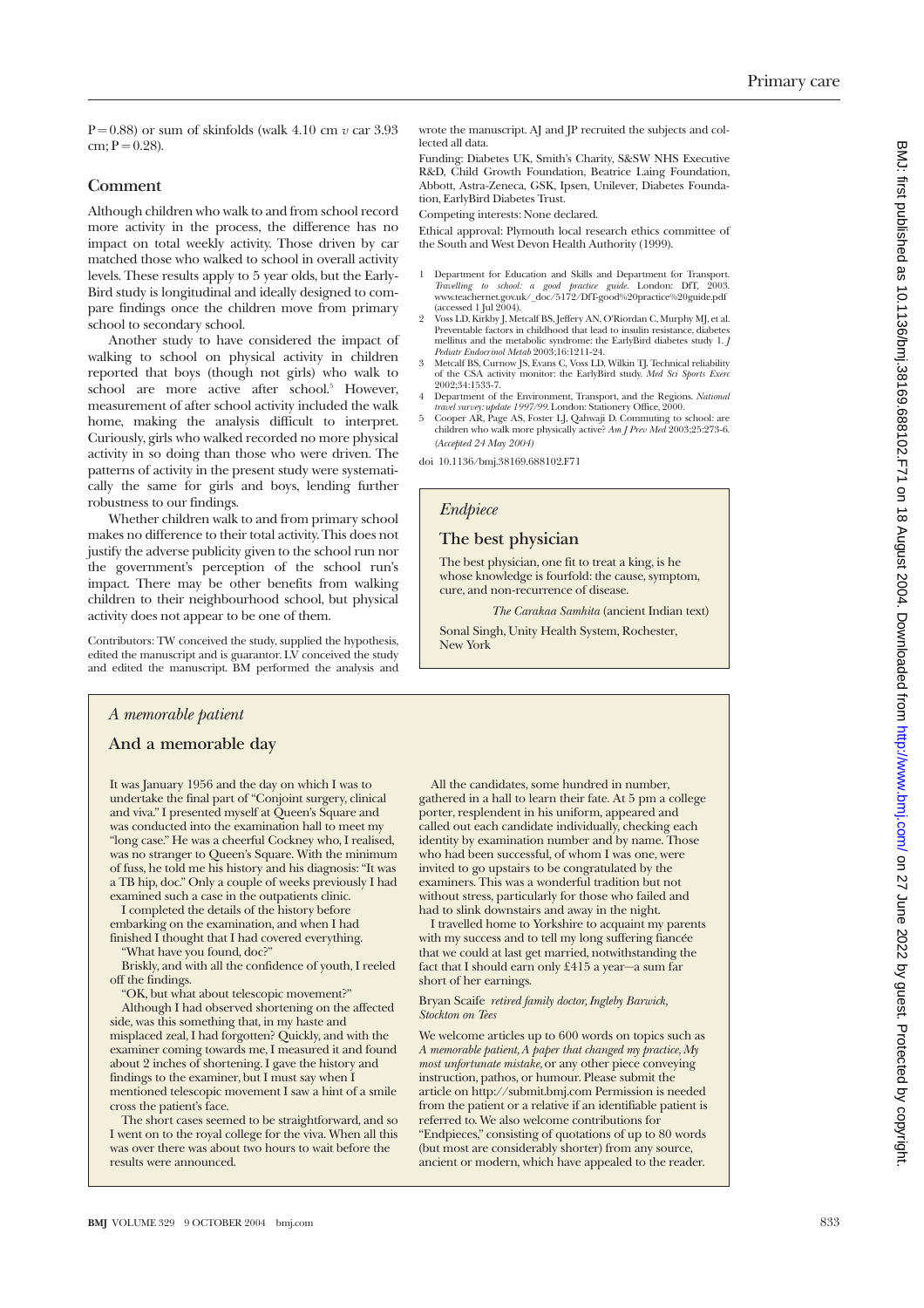P = 0.88) or sum of skinfolds (walk 4.10 cm $v$ car 3.93 cm; P = 0.28).

## Comment

Although children who walk to and from school record more activity in the process, the difference has no impact on total weekly activity. Those driven by car matched those who walked to school in overall activity levels. These results apply to 5 year olds, but the EarlyBird study is longitudinal and ideally designed to compare findings once the children move from primary school to secondary school.

Another study to have considered the impact of walking to school on physical activity in children reported that boys (though not girls) who walk to school are more active after school.[5] However, measurement of after school activity included the walk home, making the analysis difficult to interpret. Curiously, girls who walked recorded no more physical activity in so doing than those who were driven. The patterns of activity in the present study were systematically the same for girls and boys, lending further robustness to our findings.

Whether children walk to and from primary school makes no difference to their total activity. This does not justify the adverse publicity given to the school run nor the government's perception of the school run's impact. There may be other benefits from walking children to their neighbourhood school, but physical activity does not appear to be one of them.

Contributors: TW conceived the study, supplied the hypothesis, edited the manuscript and is guarantor. LV conceived the study and edited the manuscript. BM performed the analysis and wrote the manuscript. AJ and JP recruited the subjects and collected all data.

Funding: Diabetes UK, Smith's Charity, S&SW NHS Executive R&D, Child Growth Foundation, Beatrice Laing Foundation, Abbott, Astra-Zeneca, GSK, Ipsen, Unilever, Diabetes Foundation, EarlyBird Diabetes Trust.

Competing interests: None declared.

Ethical approval: Plymouth local research ethics committee of the South and West Devon Health Authority (1999).

1. Department for Education and Skills and Department for Transport. *Travelling to school: a good practice guide.* London: DfT, 2003. www.teachernet.gov.uk/_doc/5172/DfT-good%20practice%20guide.pdf (accessed 1 Jul 2004).
2. Voss LD, Kirkby J, Metcalf BS, Jeffery AN, O'Riordan C, Murphy MJ, et al. Preventable factors in childhood that lead to insulin resistance, diabetes mellitus and the metabolic syndrome: the EarlyBird diabetes study 1. *J Pediatr Endocrinol Metab* 2003;16:1211-24.
3. Metcalf BS, Curnow JS, Evans C, Voss LD, Wilkin TJ. Technical reliability of the CSA activity monitor: the EarlyBird study. *Med Sci Sports Exerc* 2002;34:1533-7.
4. Department of the Environment, Transport, and the Regions. *National travel survey: update 1997/99.* London: Stationery Office, 2000.
5. Cooper AR, Page AS, Foster LJ, Qahwaji D. Commuting to school: are children who walk more physically active? *Am J Prev Med* 2003;25:273-6.

*(Accepted 24 May 2004)*

doi 10.1136/bmj.38169.688102.F71

*Endpiece*

### The best physician

The best physician, one fit to treat a king, is he whose knowledge is fourfold: the cause, symptom, cure, and non-recurrence of disease.

*The Carakaa Samhita* (ancient Indian text)

Sonal Singh, Unity Health System, Rochester, New York

*A memorable patient*

### And a memorable day

It was January 1956 and the day on which I was to undertake the final part of "Conjoint surgery, clinical and viva." I presented myself at Queen's Square and was conducted into the examination hall to meet my "long case." He was a cheerful Cockney who, I realised, was no stranger to Queen's Square. With the minimum of fuss, he told me his history and his diagnosis: "It was a TB hip, doc." Only a couple of weeks previously I had examined such a case in the outpatients clinic.

I completed the details of the history before embarking on the examination, and when I had finished I thought that I had covered everything.

"What have you found, doc?"

Briskly, and with all the confidence of youth, I reeled off the findings.

"OK, but what about telescopic movement?"

Although I had observed shortening on the affected side, was this something that, in my haste and misplaced zeal, I had forgotten? Quickly, and with the examiner coming towards me, I measured it and found about 2 inches of shortening. I gave the history and findings to the examiner, but I must say when I mentioned telescopic movement I saw a hint of a smile cross the patient's face.

The short cases seemed to be straightforward, and so I went on to the royal college for the viva. When all this was over there was about two hours to wait before the results were announced.

All the candidates, some hundred in number, gathered in a hall to learn their fate. At 5 pm a college porter, resplendent in his uniform, appeared and called out each candidate individually, checking each identity by examination number and by name. Those who had been successful, of whom I was one, were invited to go upstairs to be congratulated by the examiners. This was a wonderful tradition but not without stress, particularly for those who failed and had to slink downstairs and away in the night.

I travelled home to Yorkshire to acquaint my parents with my success and to tell my long suffering fiancée that we could at last get married, notwithstanding the fact that I should earn only £415 a year—a sum far short of her earnings.

Bryan Scaife *retired family doctor, Ingleby Barwick, Stockton on Tees*

We welcome articles up to 600 words on topics such as *A memorable patient, A paper that changed my practice, My most unfortunate mistake,* or any other piece conveying instruction, pathos, or humour. Please submit the article on http://submit.bmj.com Permission is needed from the patient or a relative if an identifiable patient is referred to. We also welcome contributions for "Endpieces," consisting of quotations of up to 80 words (but most are considerably shorter) from any source, ancient or modern, which have appealed to the reader.